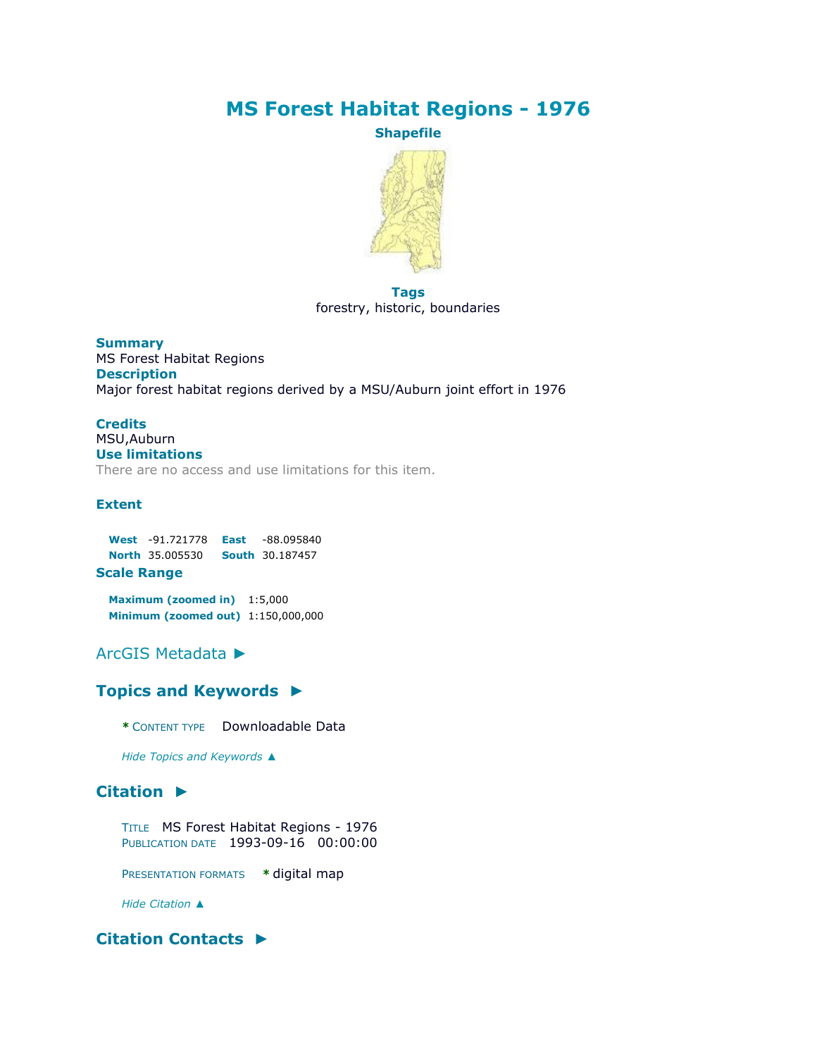# MS Forest Habitat Regions - 1976

**Shapefile**

**Tags**

forestry, historic, boundaries

**Summary**

MS Forest Habitat Regions

**Description**

Major forest habitat regions derived by a MSU/Auburn joint effort in 1976

**Credits**

MSU,Auburn

**Use limitations**

There are no access and use limitations for this item.

**Extent**

| | | | |
|---|---|---|---|
| **West** | -91.721778 | **East** | -88.095840 |
| **North** | 35.005530 | **South** | 30.187457 |

**Scale Range**

| | |
|---|---|
| **Maximum (zoomed in)** | 1:5,000 |
| **Minimum (zoomed out)** | 1:150,000,000 |

## ArcGIS Metadata ►

### Topics and Keywords ►

* CONTENT TYPE   Downloadable Data

*Hide Topics and Keywords ▲*

### Citation ►

TITLE   MS Forest Habitat Regions - 1976
PUBLICATION DATE   1993-09-16   00:00:00

PRESENTATION FORMATS   * digital map

*Hide Citation ▲*

### Citation Contacts ►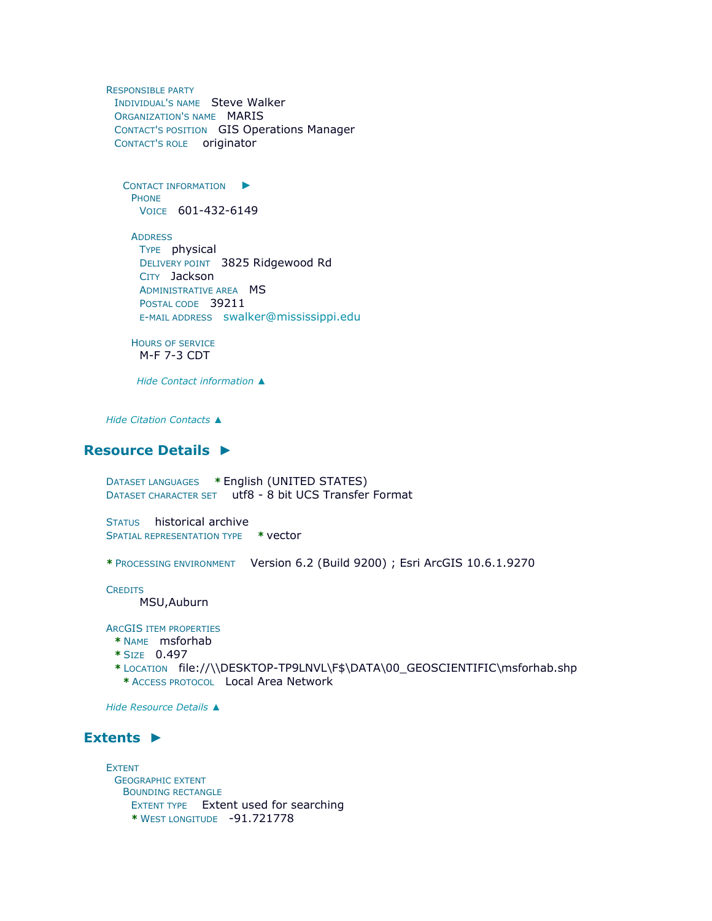RESPONSIBLE PARTY
INDIVIDUAL'S NAME Steve Walker
ORGANIZATION'S NAME MARIS
CONTACT'S POSITION GIS Operations Manager
CONTACT'S ROLE originator

CONTACT INFORMATION ►
PHONE
VOICE 601-432-6149

ADDRESS
TYPE physical
DELIVERY POINT 3825 Ridgewood Rd
CITY Jackson
ADMINISTRATIVE AREA MS
POSTAL CODE 39211
E-MAIL ADDRESS swalker@mississippi.edu

HOURS OF SERVICE
M-F 7-3 CDT

*Hide Contact information ▲*

*Hide Citation Contacts ▲*

## Resource Details ►

DATASET LANGUAGES * English (UNITED STATES)
DATASET CHARACTER SET utf8 - 8 bit UCS Transfer Format

STATUS historical archive
SPATIAL REPRESENTATION TYPE * vector

* PROCESSING ENVIRONMENT Version 6.2 (Build 9200) ; Esri ArcGIS 10.6.1.9270

CREDITS
MSU,Auburn

ARCGIS ITEM PROPERTIES
* NAME msforhab
* SIZE 0.497
* LOCATION file://\\DESKTOP-TP9LNVL\F$\DATA\00_GEOSCIENTIFIC\msforhab.shp
* ACCESS PROTOCOL Local Area Network

*Hide Resource Details ▲*

## Extents ►

EXTENT
GEOGRAPHIC EXTENT
BOUNDING RECTANGLE
EXTENT TYPE Extent used for searching
* WEST LONGITUDE -91.721778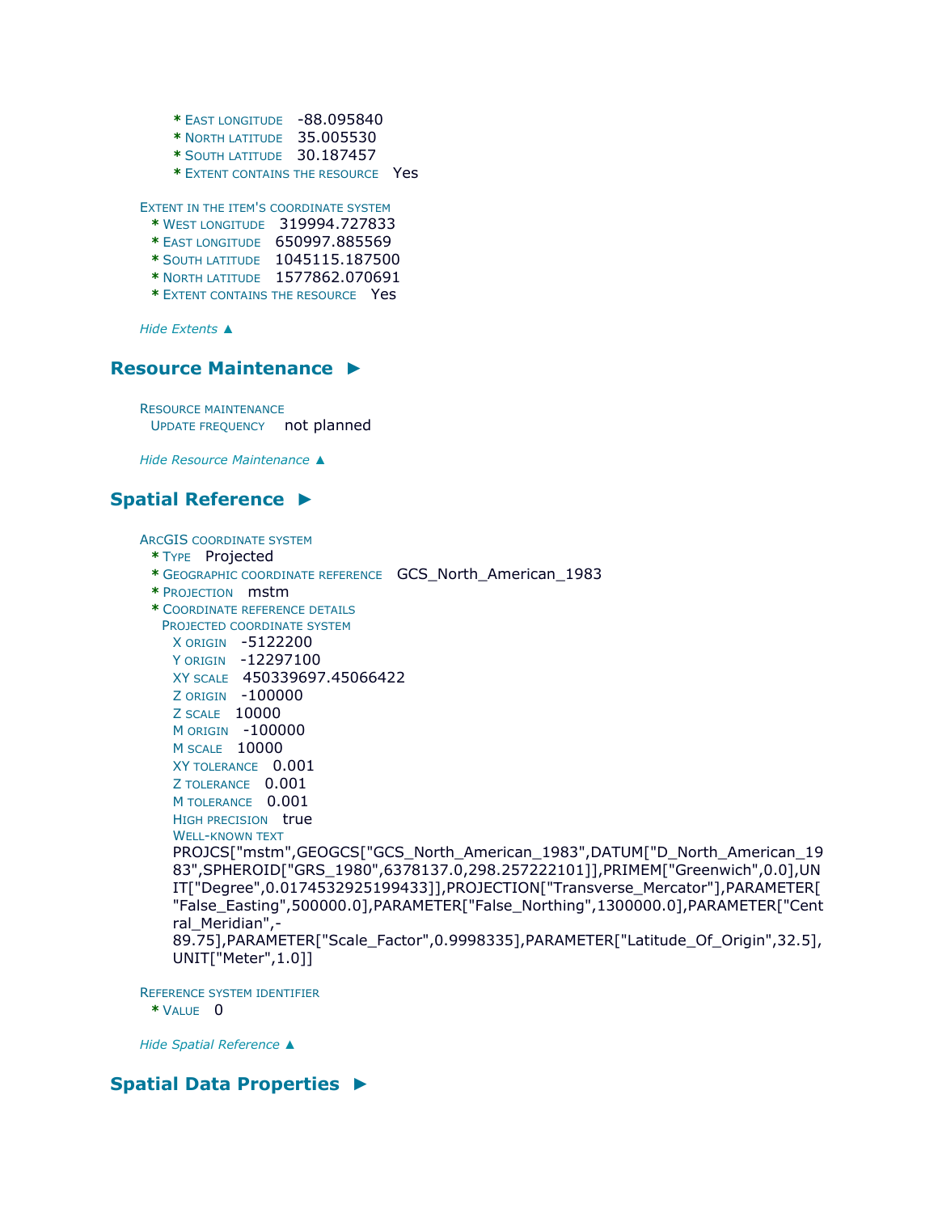* East longitude -88.095840
* North latitude 35.005530
* South latitude 30.187457
* Extent contains the resource Yes

Extent in the item's coordinate system
* West longitude 319994.727833
* East longitude 650997.885569
* South latitude 1045115.187500
* North latitude 1577862.070691
* Extent contains the resource Yes

*Hide Extents ▲*

## Resource Maintenance ►

Resource maintenance
Update frequency not planned

*Hide Resource Maintenance ▲*

## Spatial Reference ►

ArcGIS coordinate system
* Type Projected
* Geographic coordinate reference GCS_North_American_1983
* Projection mstm
* Coordinate reference details

Projected coordinate system
X origin -5122200
Y origin -12297100
XY scale 450339697.45066422
Z origin -100000
Z scale 10000
M origin -100000
M scale 10000
XY tolerance 0.001
Z tolerance 0.001
M tolerance 0.001
High precision true
Well-known text
PROJCS["mstm",GEOGCS["GCS_North_American_1983",DATUM["D_North_American_1983",SPHEROID["GRS_1980",6378137.0,298.257222101]],PRIMEM["Greenwich",0.0],UNIT["Degree",0.0174532925199433]],PROJECTION["Transverse_Mercator"],PARAMETER["False_Easting",500000.0],PARAMETER["False_Northing",1300000.0],PARAMETER["Central_Meridian",-89.75],PARAMETER["Scale_Factor",0.9998335],PARAMETER["Latitude_Of_Origin",32.5],UNIT["Meter",1.0]]

Reference system identifier
* Value 0

*Hide Spatial Reference ▲*

## Spatial Data Properties ►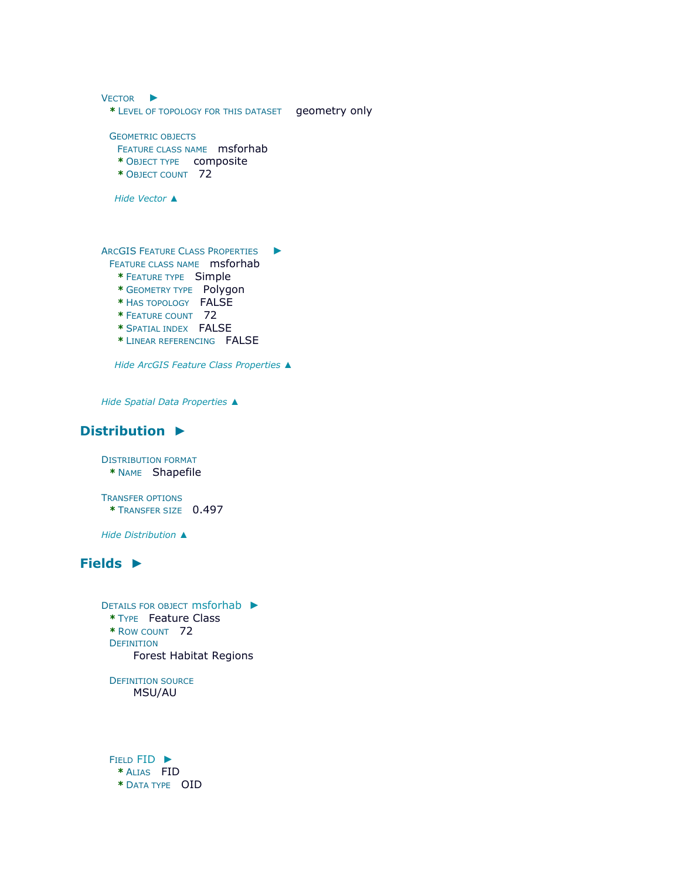VECTOR ►
* LEVEL OF TOPOLOGY FOR THIS DATASET geometry only

GEOMETRIC OBJECTS
FEATURE CLASS NAME msforhab
* OBJECT TYPE composite
* OBJECT COUNT 72

*Hide Vector ▲*

ARCGIS FEATURE CLASS PROPERTIES ►
FEATURE CLASS NAME msforhab
* FEATURE TYPE Simple
* GEOMETRY TYPE Polygon
* HAS TOPOLOGY FALSE
* FEATURE COUNT 72
* SPATIAL INDEX FALSE
* LINEAR REFERENCING FALSE

*Hide ArcGIS Feature Class Properties ▲*

*Hide Spatial Data Properties ▲*

## Distribution ►

DISTRIBUTION FORMAT
* NAME Shapefile

TRANSFER OPTIONS
* TRANSFER SIZE 0.497

*Hide Distribution ▲*

## Fields ►

DETAILS FOR OBJECT msforhab ►
* TYPE Feature Class
* ROW COUNT 72

DEFINITION
Forest Habitat Regions

DEFINITION SOURCE
MSU/AU

FIELD FID ►
* ALIAS FID
* DATA TYPE OID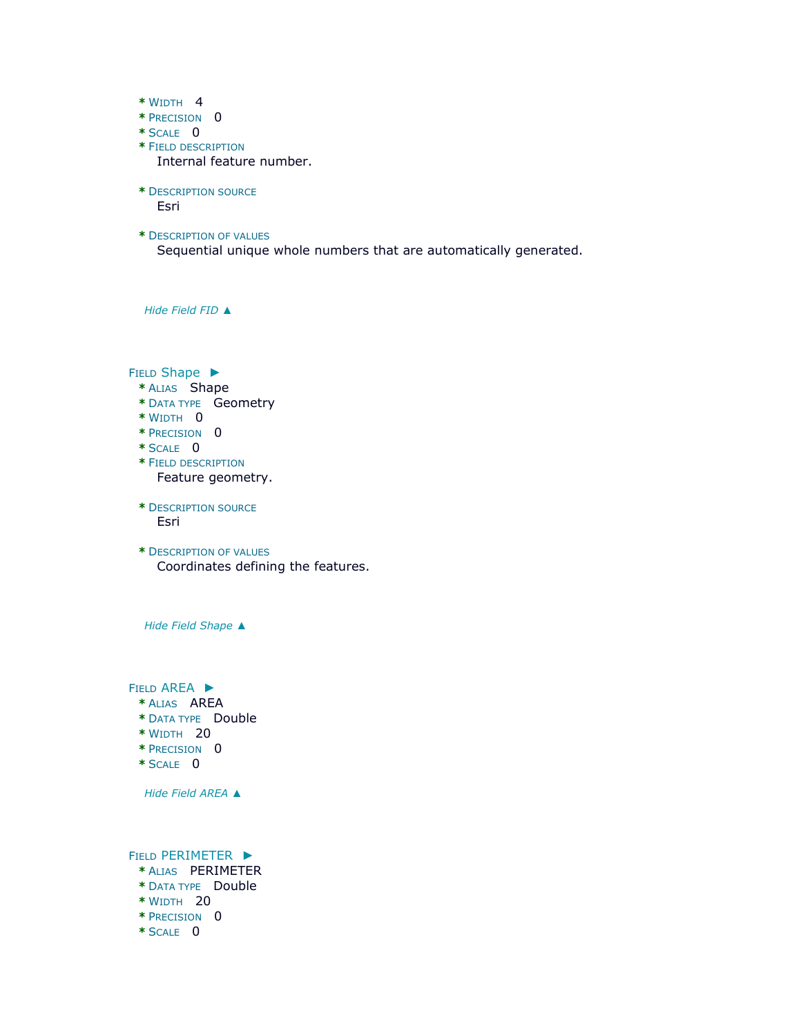* Width 4
* Precision 0
* Scale 0
* Field description
  Internal feature number.

* Description source
  Esri

* Description of values
  Sequential unique whole numbers that are automatically generated.

*Hide Field FID ▲*

Field Shape ►
* Alias Shape
* Data type Geometry
* Width 0
* Precision 0
* Scale 0
* Field description
  Feature geometry.

* Description source
  Esri

* Description of values
  Coordinates defining the features.

*Hide Field Shape ▲*

Field AREA ►
* Alias AREA
* Data type Double
* Width 20
* Precision 0
* Scale 0

*Hide Field AREA ▲*

Field PERIMETER ►
* Alias PERIMETER
* Data type Double
* Width 20
* Precision 0
* Scale 0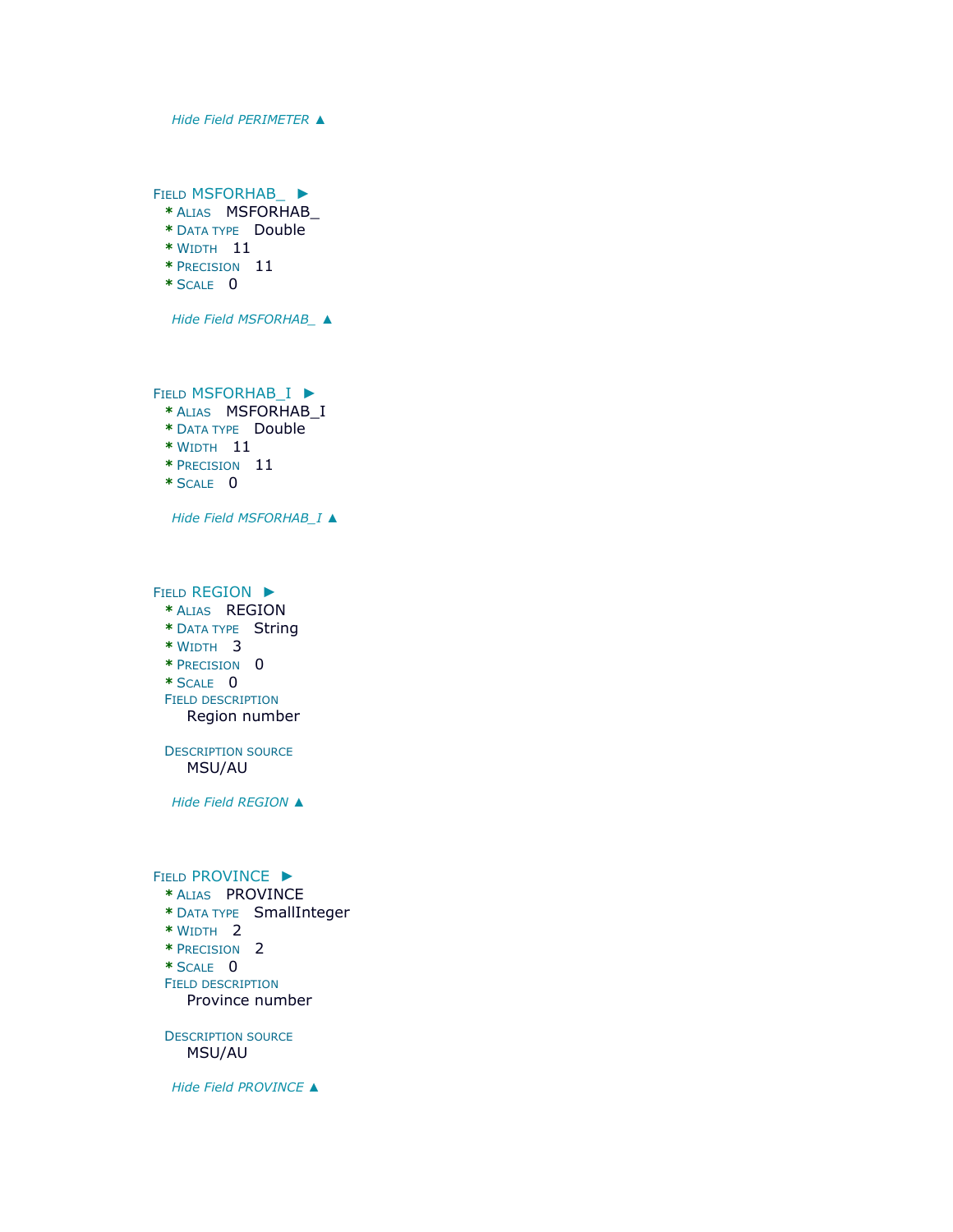*Hide Field PERIMETER ▲*

FIELD MSFORHAB_ ►

* ALIAS MSFORHAB_
* DATA TYPE Double
* WIDTH 11
* PRECISION 11
* SCALE 0

*Hide Field MSFORHAB_ ▲*

FIELD MSFORHAB_I ►

* ALIAS MSFORHAB_I
* DATA TYPE Double
* WIDTH 11
* PRECISION 11
* SCALE 0

*Hide Field MSFORHAB_I ▲*

FIELD REGION ►

* ALIAS REGION
* DATA TYPE String
* WIDTH 3
* PRECISION 0
* SCALE 0

FIELD DESCRIPTION

Region number

DESCRIPTION SOURCE

MSU/AU

*Hide Field REGION ▲*

FIELD PROVINCE ►

* ALIAS PROVINCE
* DATA TYPE SmallInteger
* WIDTH 2
* PRECISION 2
* SCALE 0

FIELD DESCRIPTION

Province number

DESCRIPTION SOURCE

MSU/AU

*Hide Field PROVINCE ▲*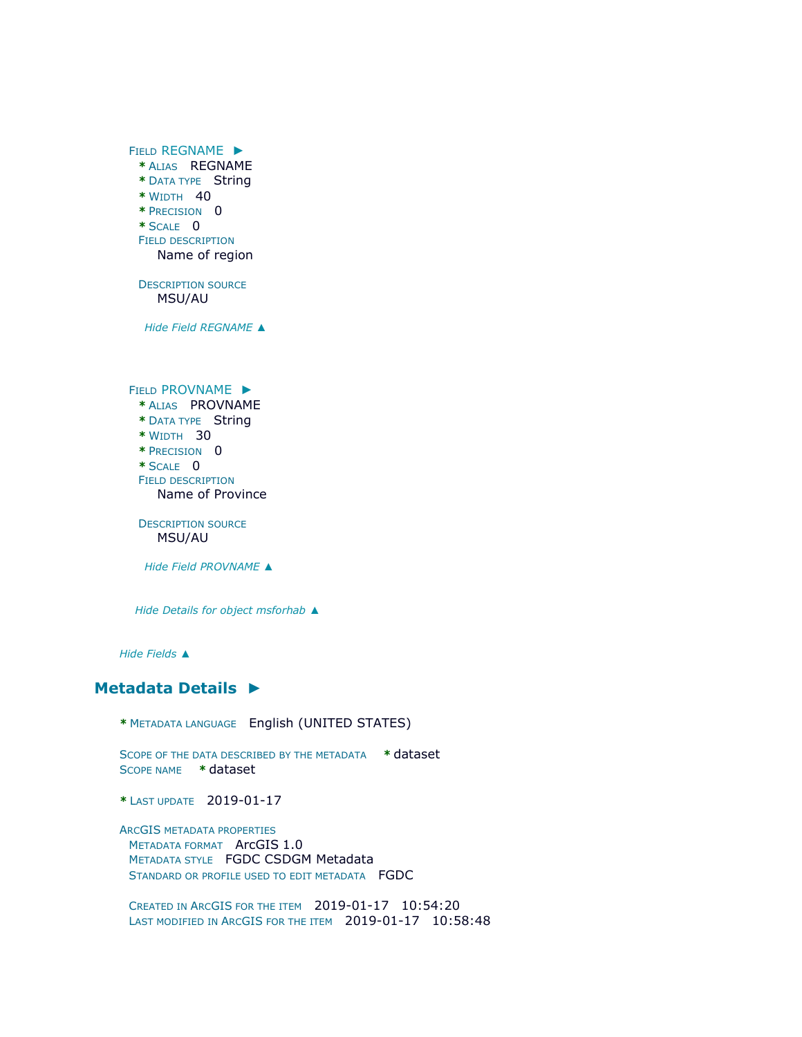**Field REGNAME ►**

* Alias REGNAME
* Data type String
* Width 40
* Precision 0
* Scale 0

Field description

Name of region

Description source

MSU/AU

*Hide Field REGNAME ▲*

**Field PROVNAME ►**

* Alias PROVNAME
* Data type String
* Width 30
* Precision 0
* Scale 0

Field description

Name of Province

Description source

MSU/AU

*Hide Field PROVNAME ▲*

*Hide Details for object msforhab ▲*

*Hide Fields ▲*

## Metadata Details ►

* Metadata language English (UNITED STATES)

Scope of the data described by the metadata * dataset
Scope name * dataset

* Last update 2019-01-17

ArcGIS metadata properties
Metadata format ArcGIS 1.0
Metadata style FGDC CSDGM Metadata
Standard or profile used to edit metadata FGDC

Created in ArcGIS for the item 2019-01-17 10:54:20
Last modified in ArcGIS for the item 2019-01-17 10:58:48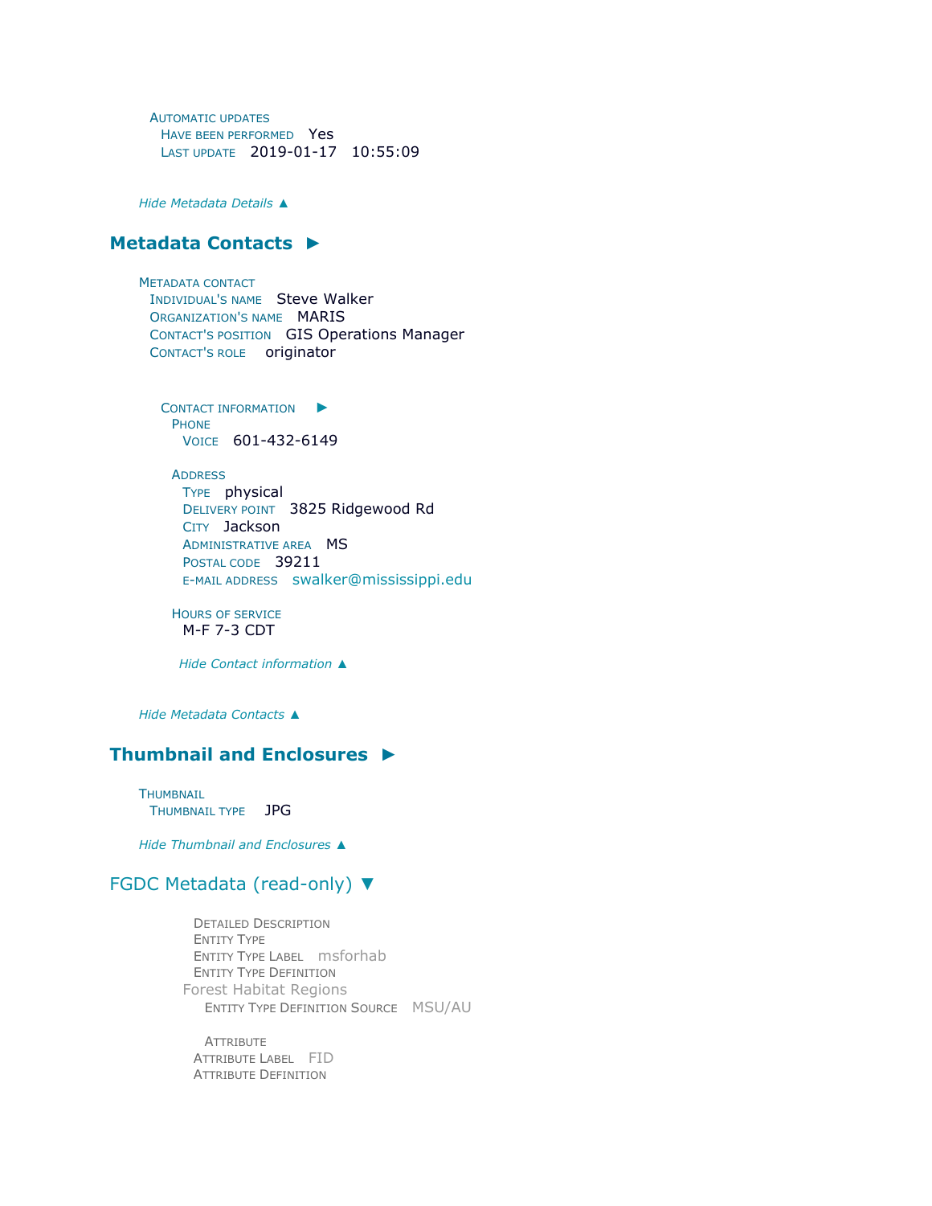Automatic updates
Have been performed Yes
Last update 2019-01-17 10:55:09

*Hide Metadata Details ▲*

## Metadata Contacts ►

Metadata contact
Individual's name Steve Walker
Organization's name MARIS
Contact's position GIS Operations Manager
Contact's role originator

Contact information ►
Phone
Voice 601-432-6149

Address
Type physical
Delivery point 3825 Ridgewood Rd
City Jackson
Administrative area MS
Postal code 39211
E-mail address swalker@mississippi.edu

Hours of service
M-F 7-3 CDT

*Hide Contact information ▲*

*Hide Metadata Contacts ▲*

## Thumbnail and Enclosures ►

Thumbnail
Thumbnail type JPG

*Hide Thumbnail and Enclosures ▲*

## FGDC Metadata (read-only) ▼

Detailed Description
Entity Type
Entity Type Label msforhab
Entity Type Definition
Forest Habitat Regions
Entity Type Definition Source MSU/AU

Attribute
Attribute Label FID
Attribute Definition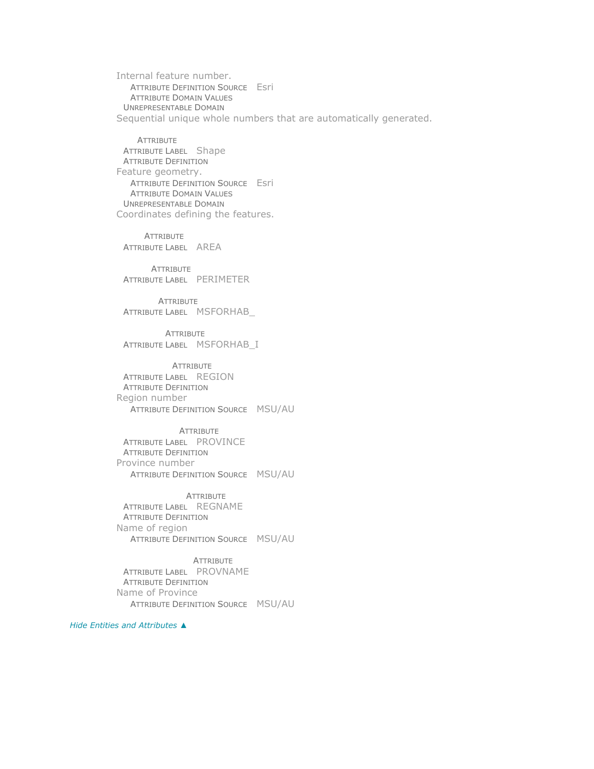Internal feature number.

ATTRIBUTE DEFINITION SOURCE Esri

ATTRIBUTE DOMAIN VALUES

UNREPRESENTABLE DOMAIN

Sequential unique whole numbers that are automatically generated.

ATTRIBUTE

ATTRIBUTE LABEL Shape

ATTRIBUTE DEFINITION

Feature geometry.

ATTRIBUTE DEFINITION SOURCE Esri

ATTRIBUTE DOMAIN VALUES

UNREPRESENTABLE DOMAIN

Coordinates defining the features.

ATTRIBUTE

ATTRIBUTE LABEL AREA

ATTRIBUTE

ATTRIBUTE LABEL PERIMETER

ATTRIBUTE

ATTRIBUTE LABEL MSFORHAB_

ATTRIBUTE

ATTRIBUTE LABEL MSFORHAB_I

ATTRIBUTE

ATTRIBUTE LABEL REGION

ATTRIBUTE DEFINITION

Region number

ATTRIBUTE DEFINITION SOURCE MSU/AU

ATTRIBUTE

ATTRIBUTE LABEL PROVINCE

ATTRIBUTE DEFINITION

Province number

ATTRIBUTE DEFINITION SOURCE MSU/AU

ATTRIBUTE

ATTRIBUTE LABEL REGNAME

ATTRIBUTE DEFINITION

Name of region

ATTRIBUTE DEFINITION SOURCE MSU/AU

ATTRIBUTE

ATTRIBUTE LABEL PROVNAME

ATTRIBUTE DEFINITION

Name of Province

ATTRIBUTE DEFINITION SOURCE MSU/AU

*Hide Entities and Attributes ▲*